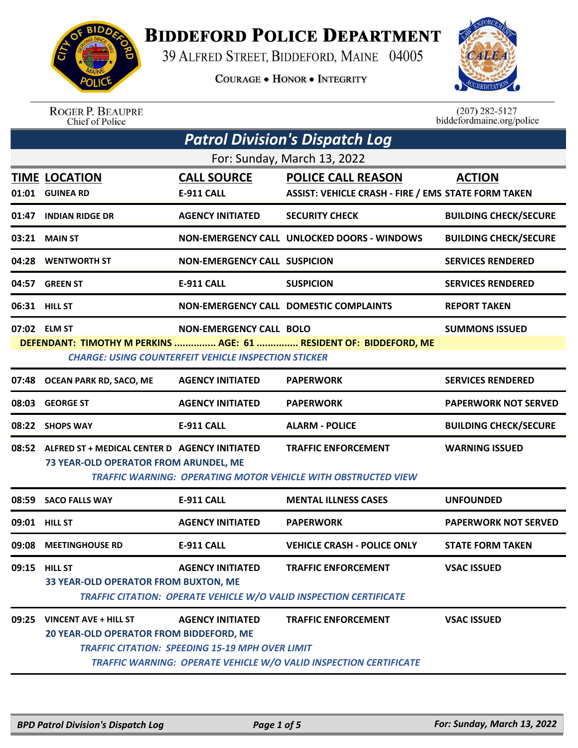# BIDDEFORD POLICE DEPARTMENT

39 ALFRED STREET, BIDDEFORD, MAINE 04005

COURAGE • HONOR • INTEGRITY

ROGER P. BEAUPRE
Chief of Police

(207) 282-5127
biddefordmaine.org/police

## *Patrol Division's Dispatch Log*

For: Sunday, March 13, 2022

| TIME | LOCATION | CALL SOURCE | POLICE CALL REASON | ACTION |
|---|---|---|---|---|
| 01:01 | GUINEA RD | E-911 CALL | ASSIST: VEHICLE CRASH - FIRE / EMS | STATE FORM TAKEN |
| 01:47 | INDIAN RIDGE DR | AGENCY INITIATED | SECURITY CHECK | BUILDING CHECK/SECURE |
| 03:21 | MAIN ST | NON-EMERGENCY CALL | UNLOCKED DOORS - WINDOWS | BUILDING CHECK/SECURE |
| 04:28 | WENTWORTH ST | NON-EMERGENCY CALL | SUSPICION | SERVICES RENDERED |
| 04:57 | GREEN ST | E-911 CALL | SUSPICION | SERVICES RENDERED |
| 06:31 | HILL ST | NON-EMERGENCY CALL | DOMESTIC COMPLAINTS | REPORT TAKEN |
| 07:02 | ELM ST | NON-EMERGENCY CALL | BOLO | SUMMONS ISSUED |
| | DEFENDANT: TIMOTHY M PERKINS ............... AGE: 61 ............... RESIDENT OF: BIDDEFORD, ME | | | |
| | *CHARGE: USING COUNTERFEIT VEHICLE INSPECTION STICKER* | | | |
| 07:48 | OCEAN PARK RD, SACO, ME | AGENCY INITIATED | PAPERWORK | SERVICES RENDERED |
| 08:03 | GEORGE ST | AGENCY INITIATED | PAPERWORK | PAPERWORK NOT SERVED |
| 08:22 | SHOPS WAY | E-911 CALL | ALARM - POLICE | BUILDING CHECK/SECURE |
| 08:52 | ALFRED ST + MEDICAL CENTER D | AGENCY INITIATED | TRAFFIC ENFORCEMENT | WARNING ISSUED |
| | 73 YEAR-OLD OPERATOR FROM ARUNDEL, ME | | | |
| | *TRAFFIC WARNING: OPERATING MOTOR VEHICLE WITH OBSTRUCTED VIEW* | | | |
| 08:59 | SACO FALLS WAY | E-911 CALL | MENTAL ILLNESS CASES | UNFOUNDED |
| 09:01 | HILL ST | AGENCY INITIATED | PAPERWORK | PAPERWORK NOT SERVED |
| 09:08 | MEETINGHOUSE RD | E-911 CALL | VEHICLE CRASH - POLICE ONLY | STATE FORM TAKEN |
| 09:15 | HILL ST | AGENCY INITIATED | TRAFFIC ENFORCEMENT | VSAC ISSUED |
| | 33 YEAR-OLD OPERATOR FROM BUXTON, ME | | | |
| | *TRAFFIC CITATION: OPERATE VEHICLE W/O VALID INSPECTION CERTIFICATE* | | | |
| 09:25 | VINCENT AVE + HILL ST | AGENCY INITIATED | TRAFFIC ENFORCEMENT | VSAC ISSUED |
| | 20 YEAR-OLD OPERATOR FROM BIDDEFORD, ME | | | |
| | *TRAFFIC CITATION: SPEEDING 15-19 MPH OVER LIMIT* | | | |
| | *TRAFFIC WARNING: OPERATE VEHICLE W/O VALID INSPECTION CERTIFICATE* | | | |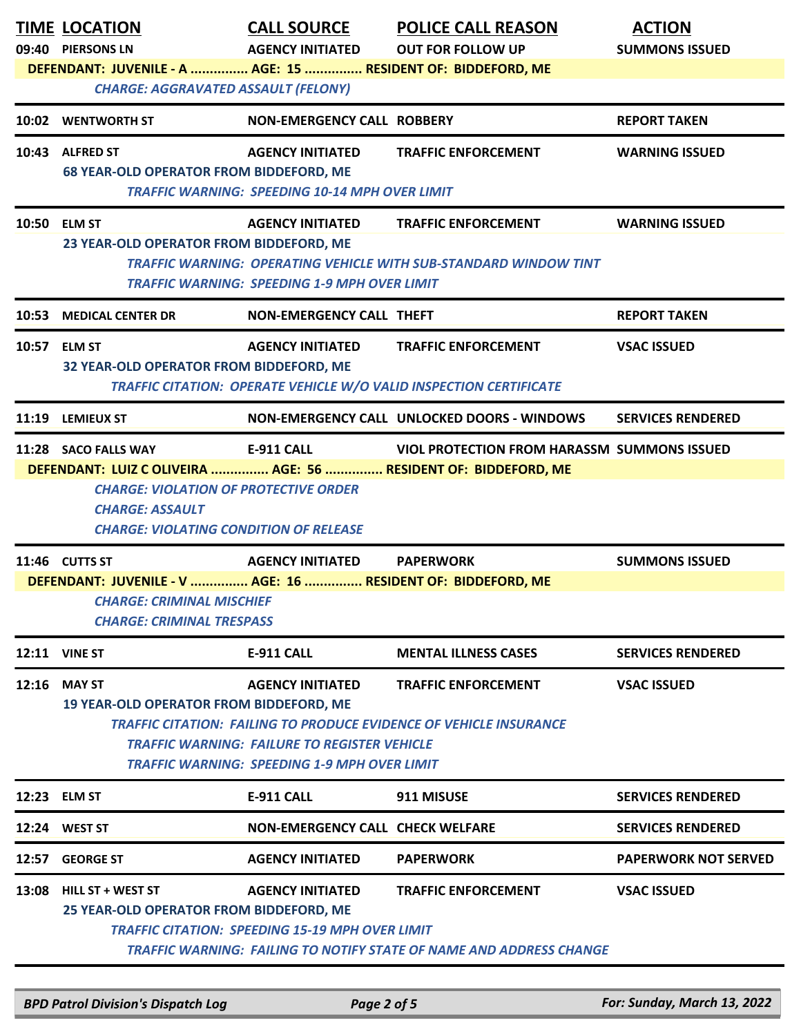| TIME | LOCATION | CALL SOURCE | POLICE CALL REASON | ACTION |
|---|---|---|---|---|
| 09:40 | PIERSONS LN | AGENCY INITIATED | OUT FOR FOLLOW UP | SUMMONS ISSUED |
| | DEFENDANT: JUVENILE - A ............... AGE: 15 ............... RESIDENT OF: BIDDEFORD, ME | | | |
| | *CHARGE: AGGRAVATED ASSAULT (FELONY)* | | | |
| 10:02 | WENTWORTH ST | NON-EMERGENCY CALL | ROBBERY | REPORT TAKEN |
| 10:43 | ALFRED ST | AGENCY INITIATED | TRAFFIC ENFORCEMENT | WARNING ISSUED |
| | 68 YEAR-OLD OPERATOR FROM BIDDEFORD, ME | | | |
| | *TRAFFIC WARNING: SPEEDING 10-14 MPH OVER LIMIT* | | | |
| 10:50 | ELM ST | AGENCY INITIATED | TRAFFIC ENFORCEMENT | WARNING ISSUED |
| | 23 YEAR-OLD OPERATOR FROM BIDDEFORD, ME | | | |
| | *TRAFFIC WARNING: OPERATING VEHICLE WITH SUB-STANDARD WINDOW TINT* | | | |
| | *TRAFFIC WARNING: SPEEDING 1-9 MPH OVER LIMIT* | | | |
| 10:53 | MEDICAL CENTER DR | NON-EMERGENCY CALL | THEFT | REPORT TAKEN |
| 10:57 | ELM ST | AGENCY INITIATED | TRAFFIC ENFORCEMENT | VSAC ISSUED |
| | 32 YEAR-OLD OPERATOR FROM BIDDEFORD, ME | | | |
| | *TRAFFIC CITATION: OPERATE VEHICLE W/O VALID INSPECTION CERTIFICATE* | | | |
| 11:19 | LEMIEUX ST | NON-EMERGENCY CALL | UNLOCKED DOORS - WINDOWS | SERVICES RENDERED |
| 11:28 | SACO FALLS WAY | E-911 CALL | VIOL PROTECTION FROM HARASSM | SUMMONS ISSUED |
| | DEFENDANT: LUIZ C OLIVEIRA ............... AGE: 56 ............... RESIDENT OF: BIDDEFORD, ME | | | |
| | *CHARGE: VIOLATION OF PROTECTIVE ORDER* | | | |
| | *CHARGE: ASSAULT* | | | |
| | *CHARGE: VIOLATING CONDITION OF RELEASE* | | | |
| 11:46 | CUTTS ST | AGENCY INITIATED | PAPERWORK | SUMMONS ISSUED |
| | DEFENDANT: JUVENILE - V ............... AGE: 16 ............... RESIDENT OF: BIDDEFORD, ME | | | |
| | *CHARGE: CRIMINAL MISCHIEF* | | | |
| | *CHARGE: CRIMINAL TRESPASS* | | | |
| 12:11 | VINE ST | E-911 CALL | MENTAL ILLNESS CASES | SERVICES RENDERED |
| 12:16 | MAY ST | AGENCY INITIATED | TRAFFIC ENFORCEMENT | VSAC ISSUED |
| | 19 YEAR-OLD OPERATOR FROM BIDDEFORD, ME | | | |
| | *TRAFFIC CITATION: FAILING TO PRODUCE EVIDENCE OF VEHICLE INSURANCE* | | | |
| | *TRAFFIC WARNING: FAILURE TO REGISTER VEHICLE* | | | |
| | *TRAFFIC WARNING: SPEEDING 1-9 MPH OVER LIMIT* | | | |
| 12:23 | ELM ST | E-911 CALL | 911 MISUSE | SERVICES RENDERED |
| 12:24 | WEST ST | NON-EMERGENCY CALL | CHECK WELFARE | SERVICES RENDERED |
| 12:57 | GEORGE ST | AGENCY INITIATED | PAPERWORK | PAPERWORK NOT SERVED |
| 13:08 | HILL ST + WEST ST | AGENCY INITIATED | TRAFFIC ENFORCEMENT | VSAC ISSUED |
| | 25 YEAR-OLD OPERATOR FROM BIDDEFORD, ME | | | |
| | *TRAFFIC CITATION: SPEEDING 15-19 MPH OVER LIMIT* | | | |
| | *TRAFFIC WARNING: FAILING TO NOTIFY STATE OF NAME AND ADDRESS CHANGE* | | | |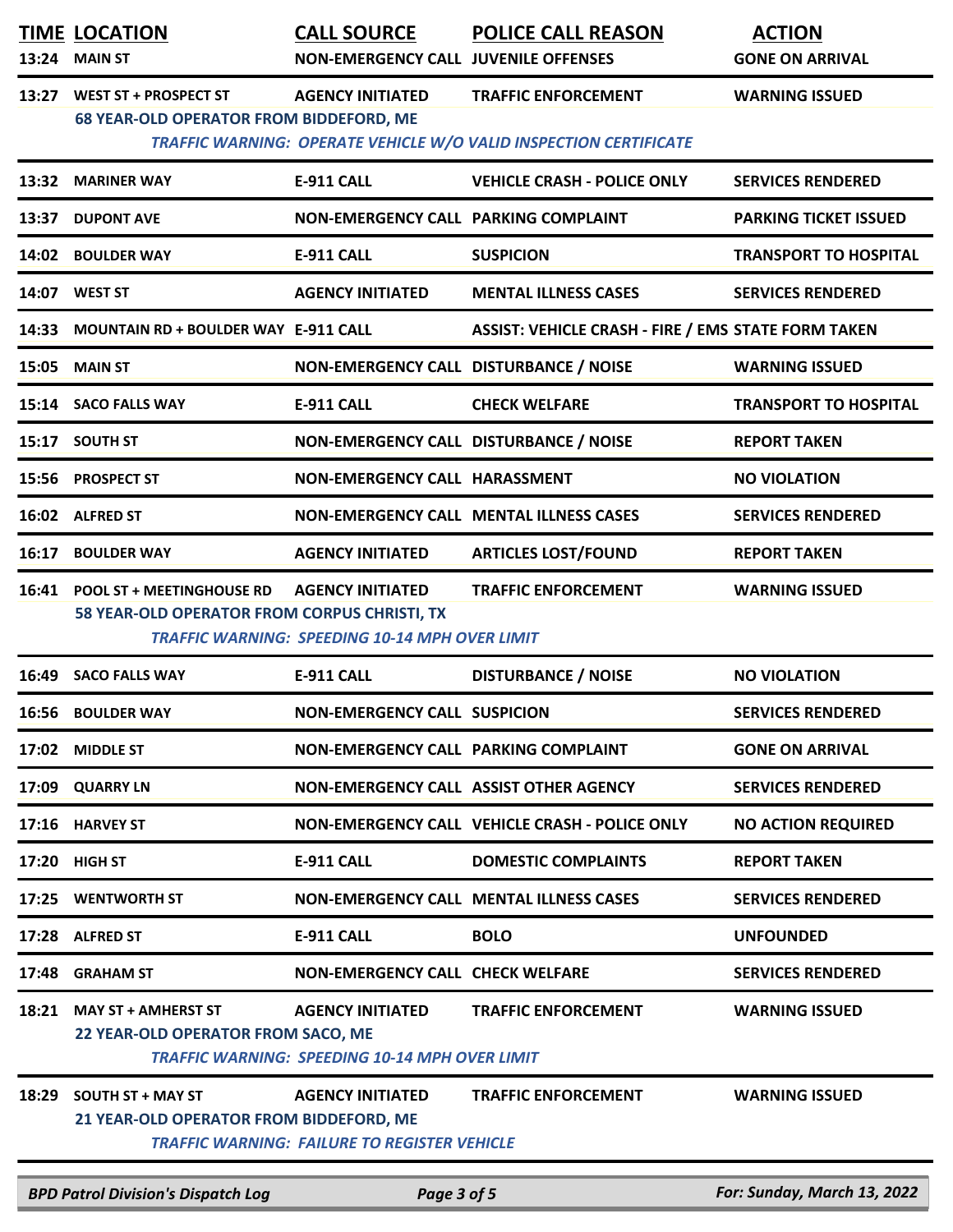| TIME | LOCATION | CALL SOURCE | POLICE CALL REASON | ACTION |
|---|---|---|---|---|
| 13:24 | MAIN ST | NON-EMERGENCY CALL | JUVENILE OFFENSES | GONE ON ARRIVAL |
| 13:27 | WEST ST + PROSPECT ST | AGENCY INITIATED | TRAFFIC ENFORCEMENT | WARNING ISSUED |
| | 68 YEAR-OLD OPERATOR FROM BIDDEFORD, ME | | | |
| | *TRAFFIC WARNING: OPERATE VEHICLE W/O VALID INSPECTION CERTIFICATE* | | | |
| 13:32 | MARINER WAY | E-911 CALL | VEHICLE CRASH - POLICE ONLY | SERVICES RENDERED |
| 13:37 | DUPONT AVE | NON-EMERGENCY CALL | PARKING COMPLAINT | PARKING TICKET ISSUED |
| 14:02 | BOULDER WAY | E-911 CALL | SUSPICION | TRANSPORT TO HOSPITAL |
| 14:07 | WEST ST | AGENCY INITIATED | MENTAL ILLNESS CASES | SERVICES RENDERED |
| 14:33 | MOUNTAIN RD + BOULDER WAY | E-911 CALL | ASSIST: VEHICLE CRASH - FIRE / EMS | STATE FORM TAKEN |
| 15:05 | MAIN ST | NON-EMERGENCY CALL | DISTURBANCE / NOISE | WARNING ISSUED |
| 15:14 | SACO FALLS WAY | E-911 CALL | CHECK WELFARE | TRANSPORT TO HOSPITAL |
| 15:17 | SOUTH ST | NON-EMERGENCY CALL | DISTURBANCE / NOISE | REPORT TAKEN |
| 15:56 | PROSPECT ST | NON-EMERGENCY CALL | HARASSMENT | NO VIOLATION |
| 16:02 | ALFRED ST | NON-EMERGENCY CALL | MENTAL ILLNESS CASES | SERVICES RENDERED |
| 16:17 | BOULDER WAY | AGENCY INITIATED | ARTICLES LOST/FOUND | REPORT TAKEN |
| 16:41 | POOL ST + MEETINGHOUSE RD | AGENCY INITIATED | TRAFFIC ENFORCEMENT | WARNING ISSUED |
| | 58 YEAR-OLD OPERATOR FROM CORPUS CHRISTI, TX | | | |
| | *TRAFFIC WARNING: SPEEDING 10-14 MPH OVER LIMIT* | | | |
| 16:49 | SACO FALLS WAY | E-911 CALL | DISTURBANCE / NOISE | NO VIOLATION |
| 16:56 | BOULDER WAY | NON-EMERGENCY CALL | SUSPICION | SERVICES RENDERED |
| 17:02 | MIDDLE ST | NON-EMERGENCY CALL | PARKING COMPLAINT | GONE ON ARRIVAL |
| 17:09 | QUARRY LN | NON-EMERGENCY CALL | ASSIST OTHER AGENCY | SERVICES RENDERED |
| 17:16 | HARVEY ST | NON-EMERGENCY CALL | VEHICLE CRASH - POLICE ONLY | NO ACTION REQUIRED |
| 17:20 | HIGH ST | E-911 CALL | DOMESTIC COMPLAINTS | REPORT TAKEN |
| 17:25 | WENTWORTH ST | NON-EMERGENCY CALL | MENTAL ILLNESS CASES | SERVICES RENDERED |
| 17:28 | ALFRED ST | E-911 CALL | BOLO | UNFOUNDED |
| 17:48 | GRAHAM ST | NON-EMERGENCY CALL | CHECK WELFARE | SERVICES RENDERED |
| 18:21 | MAY ST + AMHERST ST | AGENCY INITIATED | TRAFFIC ENFORCEMENT | WARNING ISSUED |
| | 22 YEAR-OLD OPERATOR FROM SACO, ME | | | |
| | *TRAFFIC WARNING: SPEEDING 10-14 MPH OVER LIMIT* | | | |
| 18:29 | SOUTH ST + MAY ST | AGENCY INITIATED | TRAFFIC ENFORCEMENT | WARNING ISSUED |
| | 21 YEAR-OLD OPERATOR FROM BIDDEFORD, ME | | | |
| | *TRAFFIC WARNING: FAILURE TO REGISTER VEHICLE* | | | |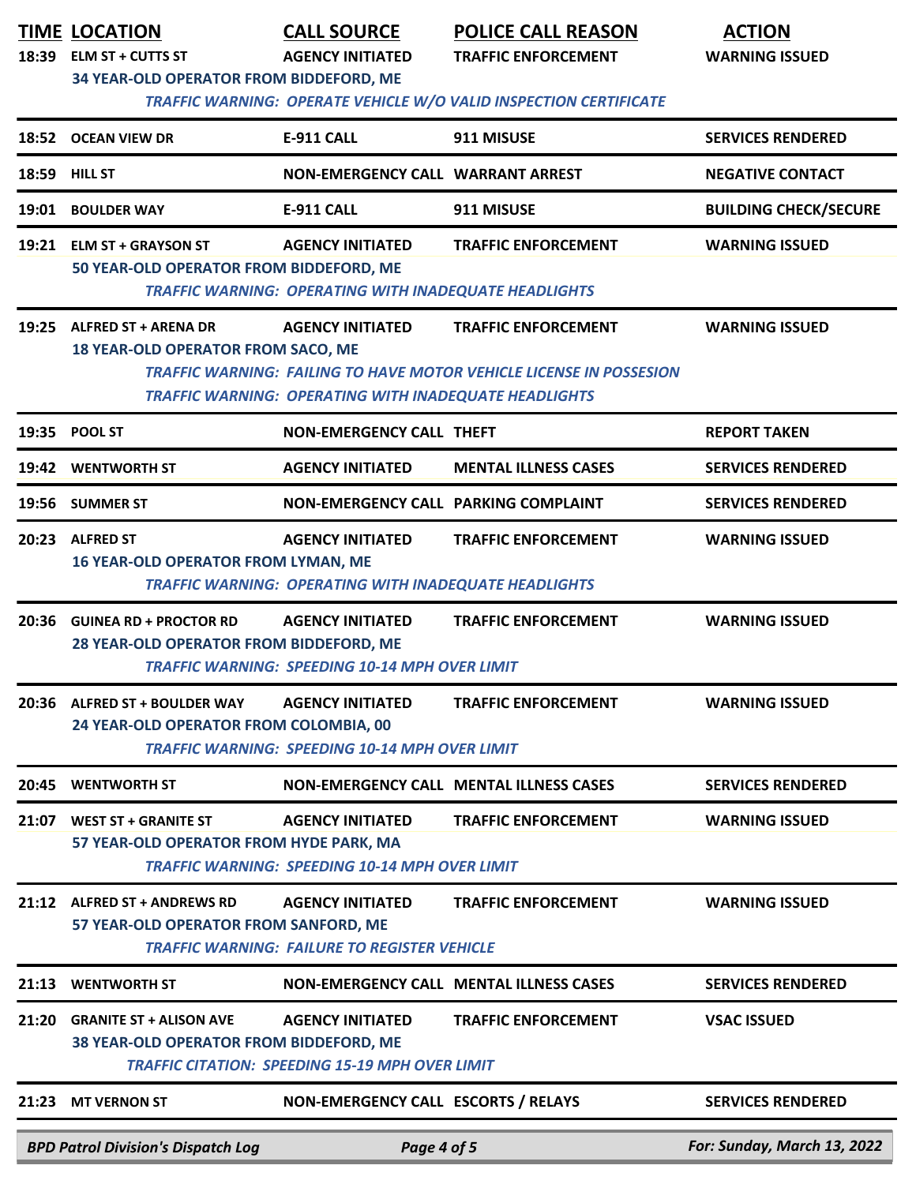| TIME | LOCATION | CALL SOURCE | POLICE CALL REASON | ACTION |
|---|---|---|---|---|
| 18:39 | ELM ST + CUTTS ST | AGENCY INITIATED | TRAFFIC ENFORCEMENT | WARNING ISSUED |
| | 34 YEAR-OLD OPERATOR FROM BIDDEFORD, ME | | | |
| | *TRAFFIC WARNING: OPERATE VEHICLE W/O VALID INSPECTION CERTIFICATE* | | | |
| 18:52 | OCEAN VIEW DR | E-911 CALL | 911 MISUSE | SERVICES RENDERED |
| 18:59 | HILL ST | NON-EMERGENCY CALL | WARRANT ARREST | NEGATIVE CONTACT |
| 19:01 | BOULDER WAY | E-911 CALL | 911 MISUSE | BUILDING CHECK/SECURE |
| 19:21 | ELM ST + GRAYSON ST | AGENCY INITIATED | TRAFFIC ENFORCEMENT | WARNING ISSUED |
| | 50 YEAR-OLD OPERATOR FROM BIDDEFORD, ME | | | |
| | *TRAFFIC WARNING: OPERATING WITH INADEQUATE HEADLIGHTS* | | | |
| 19:25 | ALFRED ST + ARENA DR | AGENCY INITIATED | TRAFFIC ENFORCEMENT | WARNING ISSUED |
| | 18 YEAR-OLD OPERATOR FROM SACO, ME | | | |
| | *TRAFFIC WARNING: FAILING TO HAVE MOTOR VEHICLE LICENSE IN POSSESION* | | | |
| | *TRAFFIC WARNING: OPERATING WITH INADEQUATE HEADLIGHTS* | | | |
| 19:35 | POOL ST | NON-EMERGENCY CALL | THEFT | REPORT TAKEN |
| 19:42 | WENTWORTH ST | AGENCY INITIATED | MENTAL ILLNESS CASES | SERVICES RENDERED |
| 19:56 | SUMMER ST | NON-EMERGENCY CALL | PARKING COMPLAINT | SERVICES RENDERED |
| 20:23 | ALFRED ST | AGENCY INITIATED | TRAFFIC ENFORCEMENT | WARNING ISSUED |
| | 16 YEAR-OLD OPERATOR FROM LYMAN, ME | | | |
| | *TRAFFIC WARNING: OPERATING WITH INADEQUATE HEADLIGHTS* | | | |
| 20:36 | GUINEA RD + PROCTOR RD | AGENCY INITIATED | TRAFFIC ENFORCEMENT | WARNING ISSUED |
| | 28 YEAR-OLD OPERATOR FROM BIDDEFORD, ME | | | |
| | *TRAFFIC WARNING: SPEEDING 10-14 MPH OVER LIMIT* | | | |
| 20:36 | ALFRED ST + BOULDER WAY | AGENCY INITIATED | TRAFFIC ENFORCEMENT | WARNING ISSUED |
| | 24 YEAR-OLD OPERATOR FROM COLOMBIA, 00 | | | |
| | *TRAFFIC WARNING: SPEEDING 10-14 MPH OVER LIMIT* | | | |
| 20:45 | WENTWORTH ST | NON-EMERGENCY CALL | MENTAL ILLNESS CASES | SERVICES RENDERED |
| 21:07 | WEST ST + GRANITE ST | AGENCY INITIATED | TRAFFIC ENFORCEMENT | WARNING ISSUED |
| | 57 YEAR-OLD OPERATOR FROM HYDE PARK, MA | | | |
| | *TRAFFIC WARNING: SPEEDING 10-14 MPH OVER LIMIT* | | | |
| 21:12 | ALFRED ST + ANDREWS RD | AGENCY INITIATED | TRAFFIC ENFORCEMENT | WARNING ISSUED |
| | 57 YEAR-OLD OPERATOR FROM SANFORD, ME | | | |
| | *TRAFFIC WARNING: FAILURE TO REGISTER VEHICLE* | | | |
| 21:13 | WENTWORTH ST | NON-EMERGENCY CALL | MENTAL ILLNESS CASES | SERVICES RENDERED |
| 21:20 | GRANITE ST + ALISON AVE | AGENCY INITIATED | TRAFFIC ENFORCEMENT | VSAC ISSUED |
| | 38 YEAR-OLD OPERATOR FROM BIDDEFORD, ME | | | |
| | *TRAFFIC CITATION: SPEEDING 15-19 MPH OVER LIMIT* | | | |
| 21:23 | MT VERNON ST | NON-EMERGENCY CALL | ESCORTS / RELAYS | SERVICES RENDERED |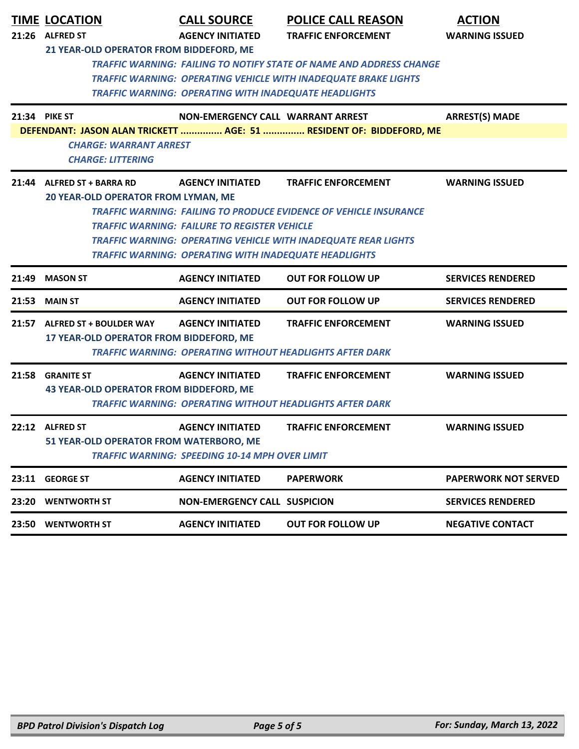| TIME | LOCATION | CALL SOURCE | POLICE CALL REASON | ACTION |
|---|---|---|---|---|
| 21:26 | ALFRED ST | AGENCY INITIATED | TRAFFIC ENFORCEMENT | WARNING ISSUED |
| | 21 YEAR-OLD OPERATOR FROM BIDDEFORD, ME | | | |
| | | *TRAFFIC WARNING: FAILING TO NOTIFY STATE OF NAME AND ADDRESS CHANGE* | | |
| | | *TRAFFIC WARNING: OPERATING VEHICLE WITH INADEQUATE BRAKE LIGHTS* | | |
| | | *TRAFFIC WARNING: OPERATING WITH INADEQUATE HEADLIGHTS* | | |
| 21:34 | PIKE ST | NON-EMERGENCY CALL | WARRANT ARREST | ARREST(S) MADE |
| | DEFENDANT: JASON ALAN TRICKETT ............... AGE: 51 ............... RESIDENT OF: BIDDEFORD, ME | | | |
| | *CHARGE: WARRANT ARREST* | | | |
| | *CHARGE: LITTERING* | | | |
| 21:44 | ALFRED ST + BARRA RD | AGENCY INITIATED | TRAFFIC ENFORCEMENT | WARNING ISSUED |
| | 20 YEAR-OLD OPERATOR FROM LYMAN, ME | | | |
| | | *TRAFFIC WARNING: FAILING TO PRODUCE EVIDENCE OF VEHICLE INSURANCE* | | |
| | | *TRAFFIC WARNING: FAILURE TO REGISTER VEHICLE* | | |
| | | *TRAFFIC WARNING: OPERATING VEHICLE WITH INADEQUATE REAR LIGHTS* | | |
| | | *TRAFFIC WARNING: OPERATING WITH INADEQUATE HEADLIGHTS* | | |
| 21:49 | MASON ST | AGENCY INITIATED | OUT FOR FOLLOW UP | SERVICES RENDERED |
| 21:53 | MAIN ST | AGENCY INITIATED | OUT FOR FOLLOW UP | SERVICES RENDERED |
| 21:57 | ALFRED ST + BOULDER WAY | AGENCY INITIATED | TRAFFIC ENFORCEMENT | WARNING ISSUED |
| | 17 YEAR-OLD OPERATOR FROM BIDDEFORD, ME | | | |
| | | *TRAFFIC WARNING: OPERATING WITHOUT HEADLIGHTS AFTER DARK* | | |
| 21:58 | GRANITE ST | AGENCY INITIATED | TRAFFIC ENFORCEMENT | WARNING ISSUED |
| | 43 YEAR-OLD OPERATOR FROM BIDDEFORD, ME | | | |
| | | *TRAFFIC WARNING: OPERATING WITHOUT HEADLIGHTS AFTER DARK* | | |
| 22:12 | ALFRED ST | AGENCY INITIATED | TRAFFIC ENFORCEMENT | WARNING ISSUED |
| | 51 YEAR-OLD OPERATOR FROM WATERBORO, ME | | | |
| | | *TRAFFIC WARNING: SPEEDING 10-14 MPH OVER LIMIT* | | |
| 23:11 | GEORGE ST | AGENCY INITIATED | PAPERWORK | PAPERWORK NOT SERVED |
| 23:20 | WENTWORTH ST | NON-EMERGENCY CALL | SUSPICION | SERVICES RENDERED |
| 23:50 | WENTWORTH ST | AGENCY INITIATED | OUT FOR FOLLOW UP | NEGATIVE CONTACT |